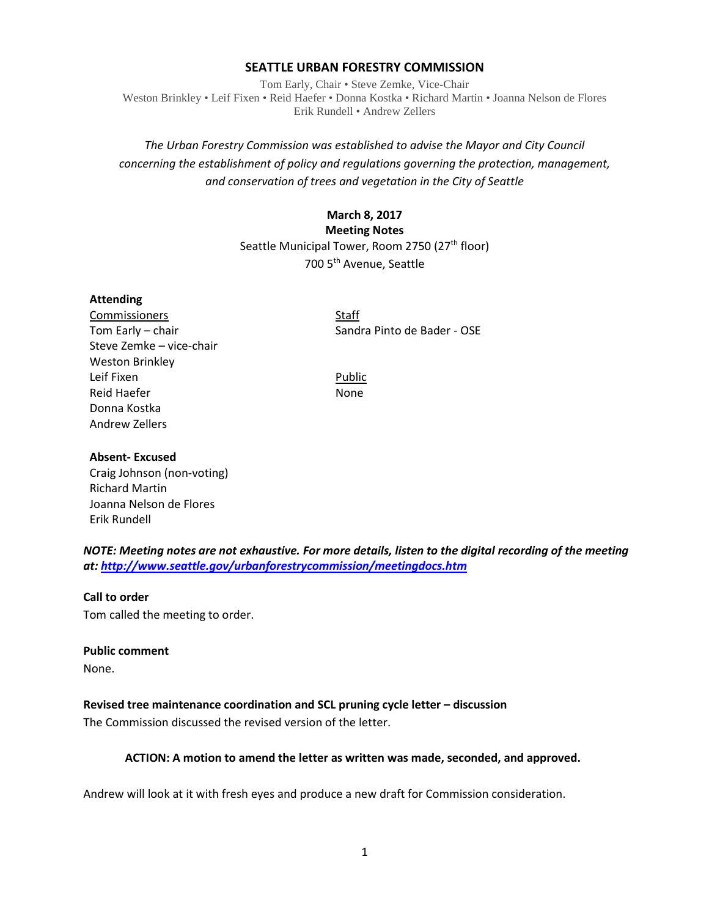# SEATTLE URBAN FORESTRY COMMISSION

Tom Early, Chair • Steve Zemke, Vice-Chair
Weston Brinkley • Leif Fixen • Reid Haefer • Donna Kostka • Richard Martin • Joanna Nelson de Flores
Erik Rundell • Andrew Zellers

*The Urban Forestry Commission was established to advise the Mayor and City Council concerning the establishment of policy and regulations governing the protection, management, and conservation of trees and vegetation in the City of Seattle*

**March 8, 2017**
**Meeting Notes**
Seattle Municipal Tower, Room 2750 (27th floor)
700 5th Avenue, Seattle

**Attending**

Commissioners
Tom Early – chair
Steve Zemke – vice-chair
Weston Brinkley
Leif Fixen
Reid Haefer
Donna Kostka
Andrew Zellers

Staff
Sandra Pinto de Bader - OSE

Public
None

**Absent- Excused**
Craig Johnson (non-voting)
Richard Martin
Joanna Nelson de Flores
Erik Rundell

***NOTE: Meeting notes are not exhaustive. For more details, listen to the digital recording of the meeting at: http://www.seattle.gov/urbanforestrycommission/meetingdocs.htm***

**Call to order**
Tom called the meeting to order.

**Public comment**
None.

**Revised tree maintenance coordination and SCL pruning cycle letter – discussion**
The Commission discussed the revised version of the letter.

**ACTION: A motion to amend the letter as written was made, seconded, and approved.**

Andrew will look at it with fresh eyes and produce a new draft for Commission consideration.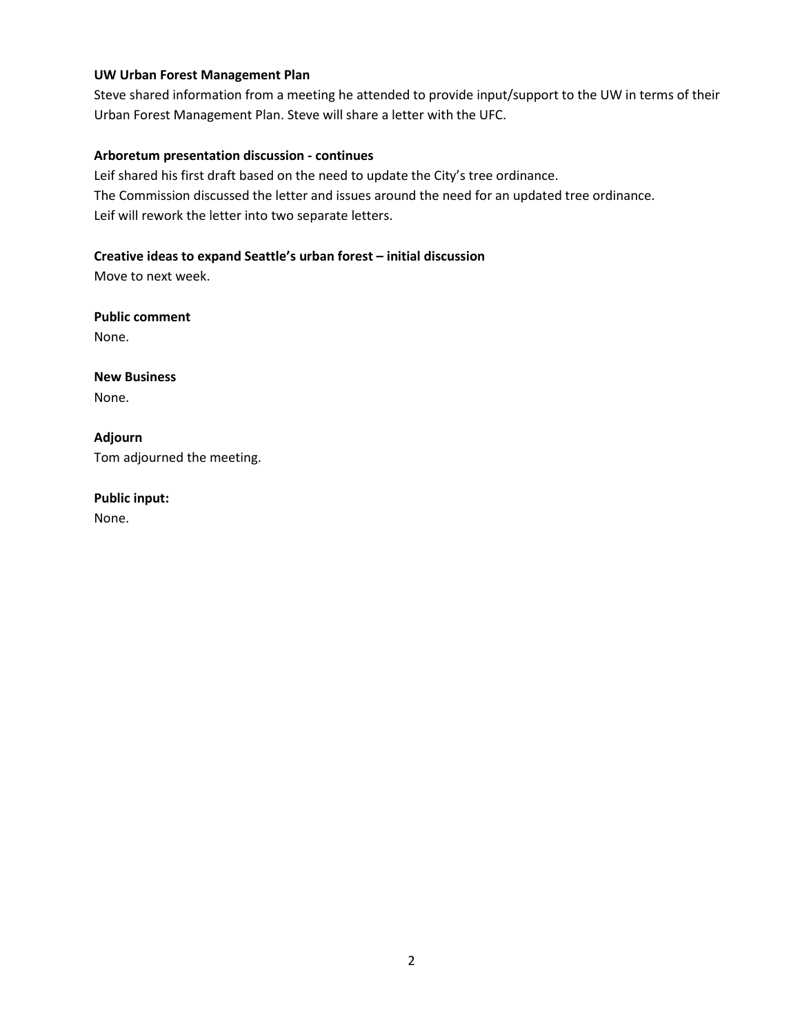**UW Urban Forest Management Plan**

Steve shared information from a meeting he attended to provide input/support to the UW in terms of their Urban Forest Management Plan. Steve will share a letter with the UFC.

**Arboretum presentation discussion - continues**

Leif shared his first draft based on the need to update the City's tree ordinance.
The Commission discussed the letter and issues around the need for an updated tree ordinance.
Leif will rework the letter into two separate letters.

**Creative ideas to expand Seattle's urban forest – initial discussion**

Move to next week.

**Public comment**

None.

**New Business**

None.

**Adjourn**

Tom adjourned the meeting.

**Public input:**

None.